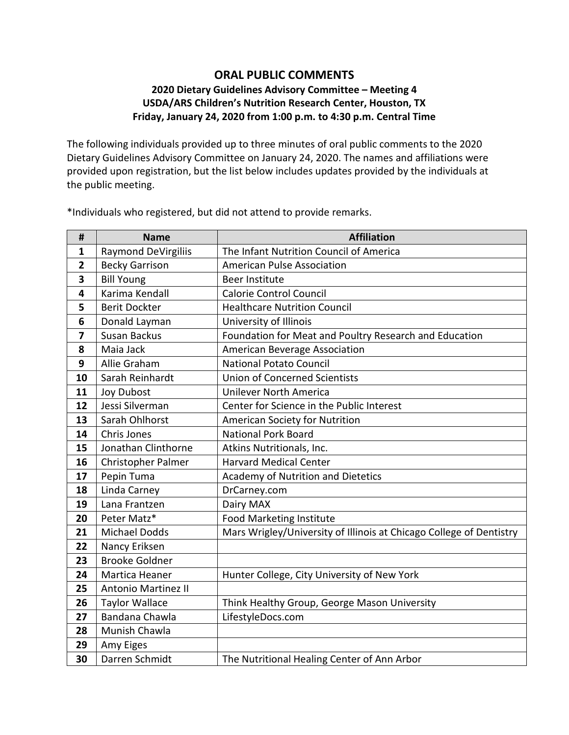# ORAL PUBLIC COMMENTS

**2020 Dietary Guidelines Advisory Committee – Meeting 4**
**USDA/ARS Children's Nutrition Research Center, Houston, TX**
**Friday, January 24, 2020 from 1:00 p.m. to 4:30 p.m. Central Time**

The following individuals provided up to three minutes of oral public comments to the 2020 Dietary Guidelines Advisory Committee on January 24, 2020. The names and affiliations were provided upon registration, but the list below includes updates provided by the individuals at the public meeting.

*Individuals who registered, but did not attend to provide remarks.

| # | Name | Affiliation |
|---|---|---|
| 1 | Raymond DeVirgiliis | The Infant Nutrition Council of America |
| 2 | Becky Garrison | American Pulse Association |
| 3 | Bill Young | Beer Institute |
| 4 | Karima Kendall | Calorie Control Council |
| 5 | Berit Dockter | Healthcare Nutrition Council |
| 6 | Donald Layman | University of Illinois |
| 7 | Susan Backus | Foundation for Meat and Poultry Research and Education |
| 8 | Maia Jack | American Beverage Association |
| 9 | Allie Graham | National Potato Council |
| 10 | Sarah Reinhardt | Union of Concerned Scientists |
| 11 | Joy Dubost | Unilever North America |
| 12 | Jessi Silverman | Center for Science in the Public Interest |
| 13 | Sarah Ohlhorst | American Society for Nutrition |
| 14 | Chris Jones | National Pork Board |
| 15 | Jonathan Clinthorne | Atkins Nutritionals, Inc. |
| 16 | Christopher Palmer | Harvard Medical Center |
| 17 | Pepin Tuma | Academy of Nutrition and Dietetics |
| 18 | Linda Carney | DrCarney.com |
| 19 | Lana Frantzen | Dairy MAX |
| 20 | Peter Matz* | Food Marketing Institute |
| 21 | Michael Dodds | Mars Wrigley/University of Illinois at Chicago College of Dentistry |
| 22 | Nancy Eriksen | |
| 23 | Brooke Goldner | |
| 24 | Martica Heaner | Hunter College, City University of New York |
| 25 | Antonio Martinez II | |
| 26 | Taylor Wallace | Think Healthy Group, George Mason University |
| 27 | Bandana Chawla | LifestyleDocs.com |
| 28 | Munish Chawla | |
| 29 | Amy Eiges | |
| 30 | Darren Schmidt | The Nutritional Healing Center of Ann Arbor |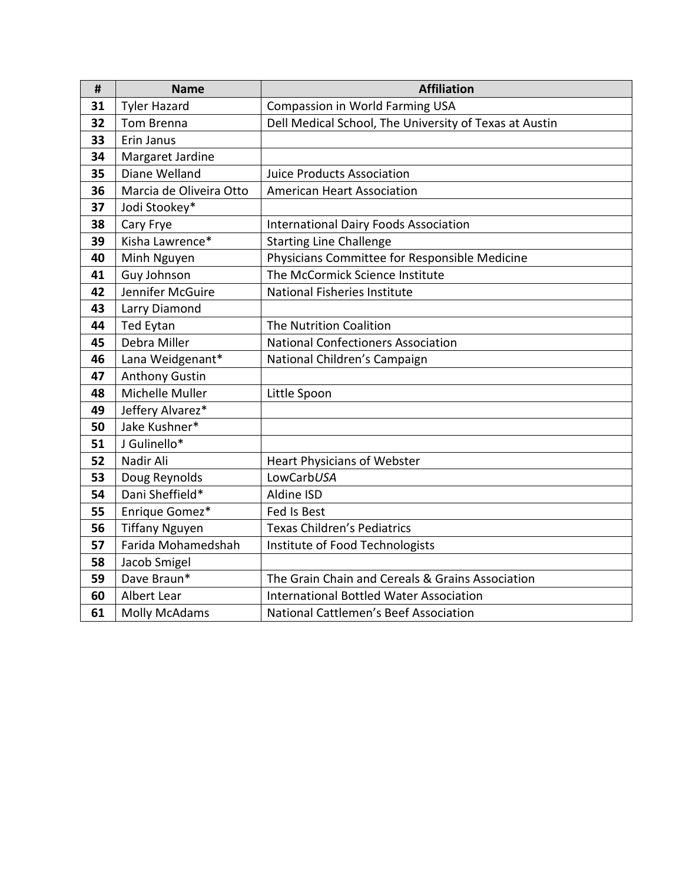| # | Name | Affiliation |
|---|---|---|
| **31** | Tyler Hazard | Compassion in World Farming USA |
| **32** | Tom Brenna | Dell Medical School, The University of Texas at Austin |
| **33** | Erin Janus | |
| **34** | Margaret Jardine | |
| **35** | Diane Welland | Juice Products Association |
| **36** | Marcia de Oliveira Otto | American Heart Association |
| **37** | Jodi Stookey* | |
| **38** | Cary Frye | International Dairy Foods Association |
| **39** | Kisha Lawrence* | Starting Line Challenge |
| **40** | Minh Nguyen | Physicians Committee for Responsible Medicine |
| **41** | Guy Johnson | The McCormick Science Institute |
| **42** | Jennifer McGuire | National Fisheries Institute |
| **43** | Larry Diamond | |
| **44** | Ted Eytan | The Nutrition Coalition |
| **45** | Debra Miller | National Confectioners Association |
| **46** | Lana Weidgenant* | National Children's Campaign |
| **47** | Anthony Gustin | |
| **48** | Michelle Muller | Little Spoon |
| **49** | Jeffery Alvarez* | |
| **50** | Jake Kushner* | |
| **51** | J Gulinello* | |
| **52** | Nadir Ali | Heart Physicians of Webster |
| **53** | Doug Reynolds | LowCarb*USA* |
| **54** | Dani Sheffield* | Aldine ISD |
| **55** | Enrique Gomez* | Fed Is Best |
| **56** | Tiffany Nguyen | Texas Children's Pediatrics |
| **57** | Farida Mohamedshah | Institute of Food Technologists |
| **58** | Jacob Smigel | |
| **59** | Dave Braun* | The Grain Chain and Cereals & Grains Association |
| **60** | Albert Lear | International Bottled Water Association |
| **61** | Molly McAdams | National Cattlemen's Beef Association |